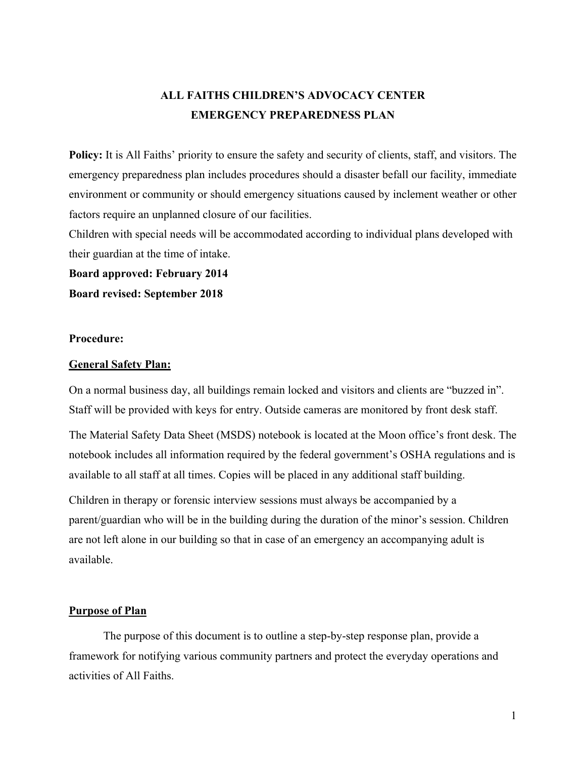# ALL FAITHS CHILDREN'S ADVOCACY CENTER
# EMERGENCY PREPAREDNESS PLAN

**Policy:** It is All Faiths' priority to ensure the safety and security of clients, staff, and visitors. The emergency preparedness plan includes procedures should a disaster befall our facility, immediate environment or community or should emergency situations caused by inclement weather or other factors require an unplanned closure of our facilities.

Children with special needs will be accommodated according to individual plans developed with their guardian at the time of intake.

**Board approved: February 2014**

**Board revised: September 2018**

**Procedure:**

## General Safety Plan:

On a normal business day, all buildings remain locked and visitors and clients are "buzzed in". Staff will be provided with keys for entry. Outside cameras are monitored by front desk staff.

The Material Safety Data Sheet (MSDS) notebook is located at the Moon office's front desk. The notebook includes all information required by the federal government's OSHA regulations and is available to all staff at all times. Copies will be placed in any additional staff building.

Children in therapy or forensic interview sessions must always be accompanied by a parent/guardian who will be in the building during the duration of the minor's session. Children are not left alone in our building so that in case of an emergency an accompanying adult is available.

## Purpose of Plan

The purpose of this document is to outline a step-by-step response plan, provide a framework for notifying various community partners and protect the everyday operations and activities of All Faiths.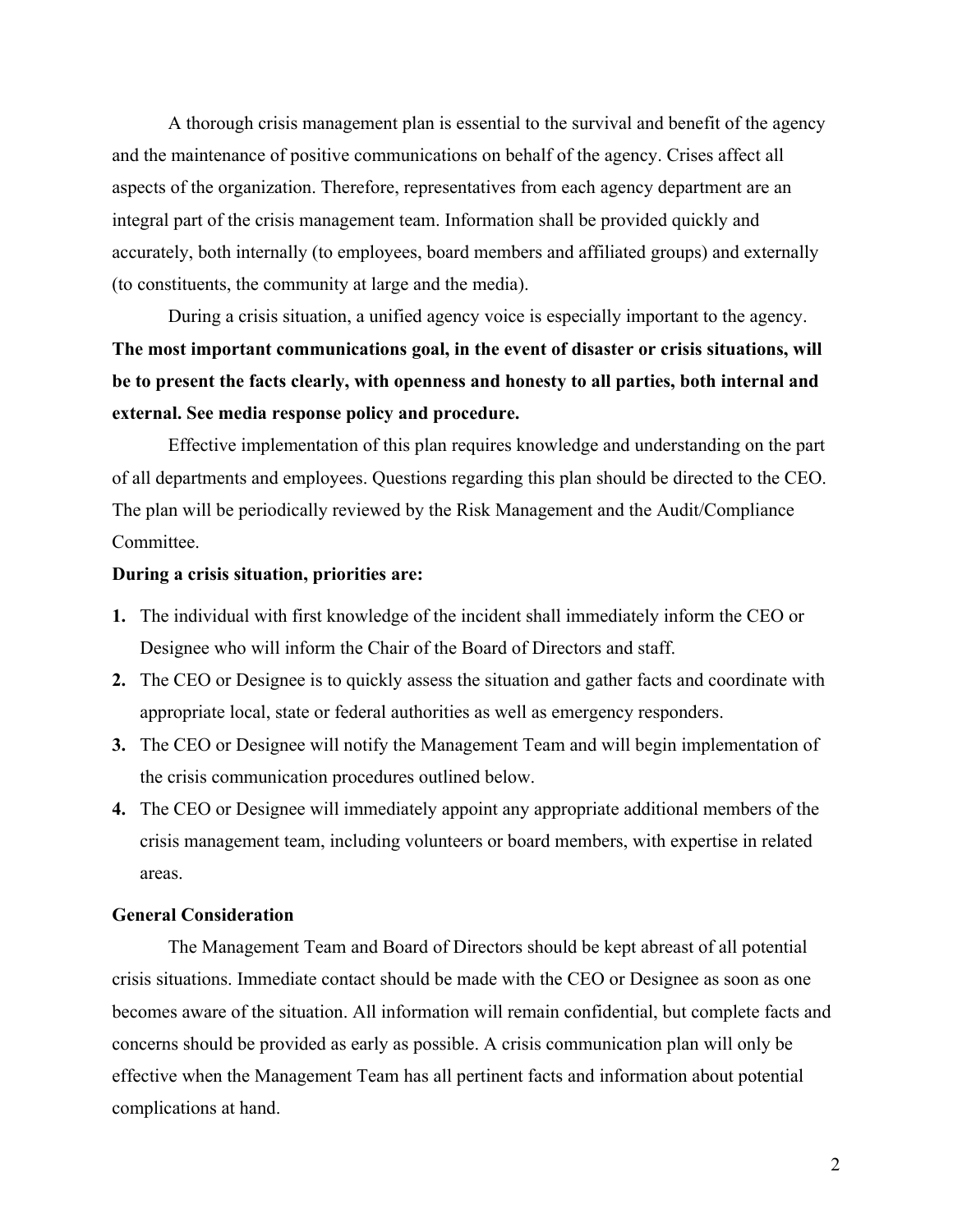A thorough crisis management plan is essential to the survival and benefit of the agency and the maintenance of positive communications on behalf of the agency. Crises affect all aspects of the organization. Therefore, representatives from each agency department are an integral part of the crisis management team. Information shall be provided quickly and accurately, both internally (to employees, board members and affiliated groups) and externally (to constituents, the community at large and the media).

During a crisis situation, a unified agency voice is especially important to the agency. **The most important communications goal, in the event of disaster or crisis situations, will be to present the facts clearly, with openness and honesty to all parties, both internal and external. See media response policy and procedure.**

Effective implementation of this plan requires knowledge and understanding on the part of all departments and employees. Questions regarding this plan should be directed to the CEO. The plan will be periodically reviewed by the Risk Management and the Audit/Compliance Committee.

**During a crisis situation, priorities are:**

1. The individual with first knowledge of the incident shall immediately inform the CEO or Designee who will inform the Chair of the Board of Directors and staff.
2. The CEO or Designee is to quickly assess the situation and gather facts and coordinate with appropriate local, state or federal authorities as well as emergency responders.
3. The CEO or Designee will notify the Management Team and will begin implementation of the crisis communication procedures outlined below.
4. The CEO or Designee will immediately appoint any appropriate additional members of the crisis management team, including volunteers or board members, with expertise in related areas.

**General Consideration**

The Management Team and Board of Directors should be kept abreast of all potential crisis situations. Immediate contact should be made with the CEO or Designee as soon as one becomes aware of the situation. All information will remain confidential, but complete facts and concerns should be provided as early as possible. A crisis communication plan will only be effective when the Management Team has all pertinent facts and information about potential complications at hand.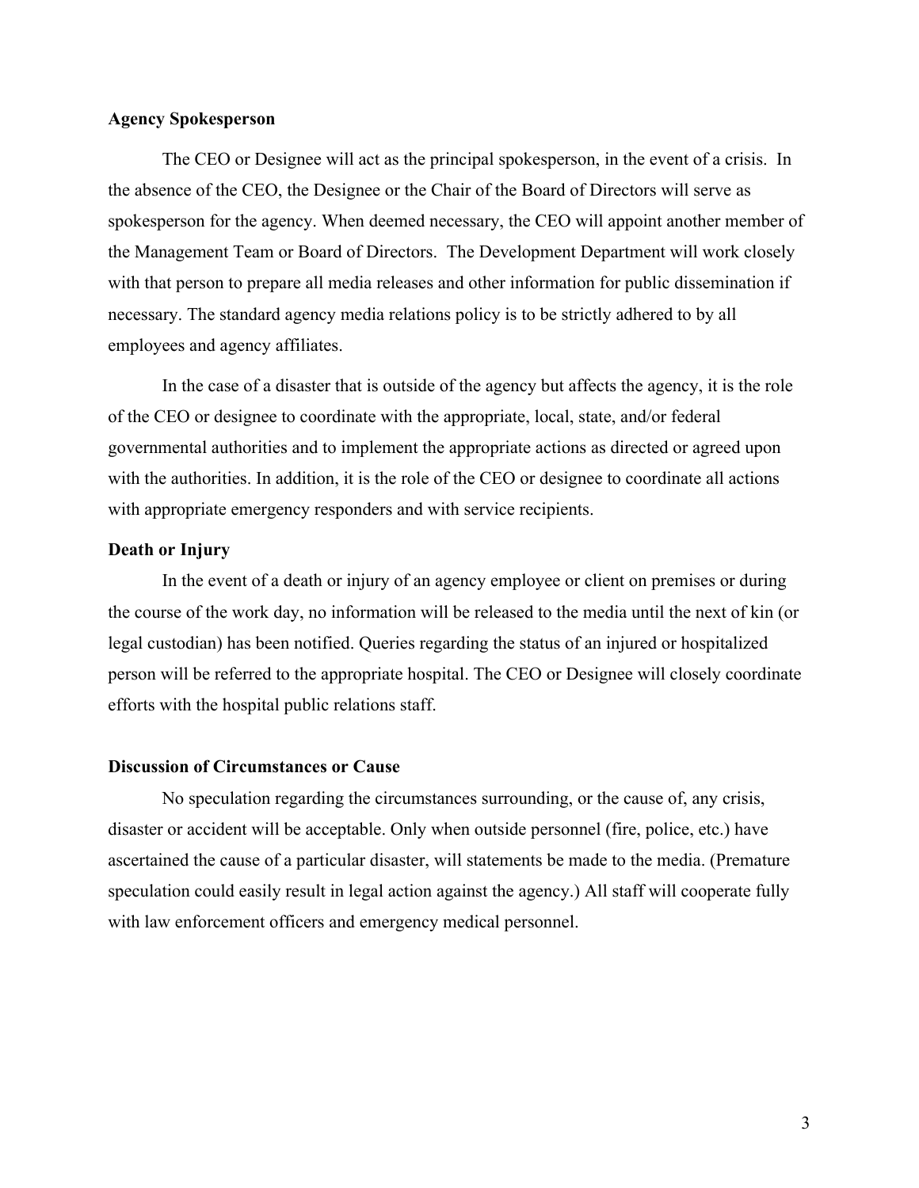**Agency Spokesperson**

The CEO or Designee will act as the principal spokesperson, in the event of a crisis. In the absence of the CEO, the Designee or the Chair of the Board of Directors will serve as spokesperson for the agency. When deemed necessary, the CEO will appoint another member of the Management Team or Board of Directors. The Development Department will work closely with that person to prepare all media releases and other information for public dissemination if necessary. The standard agency media relations policy is to be strictly adhered to by all employees and agency affiliates.

In the case of a disaster that is outside of the agency but affects the agency, it is the role of the CEO or designee to coordinate with the appropriate, local, state, and/or federal governmental authorities and to implement the appropriate actions as directed or agreed upon with the authorities. In addition, it is the role of the CEO or designee to coordinate all actions with appropriate emergency responders and with service recipients.

**Death or Injury**

In the event of a death or injury of an agency employee or client on premises or during the course of the work day, no information will be released to the media until the next of kin (or legal custodian) has been notified. Queries regarding the status of an injured or hospitalized person will be referred to the appropriate hospital. The CEO or Designee will closely coordinate efforts with the hospital public relations staff.

**Discussion of Circumstances or Cause**

No speculation regarding the circumstances surrounding, or the cause of, any crisis, disaster or accident will be acceptable. Only when outside personnel (fire, police, etc.) have ascertained the cause of a particular disaster, will statements be made to the media. (Premature speculation could easily result in legal action against the agency.) All staff will cooperate fully with law enforcement officers and emergency medical personnel.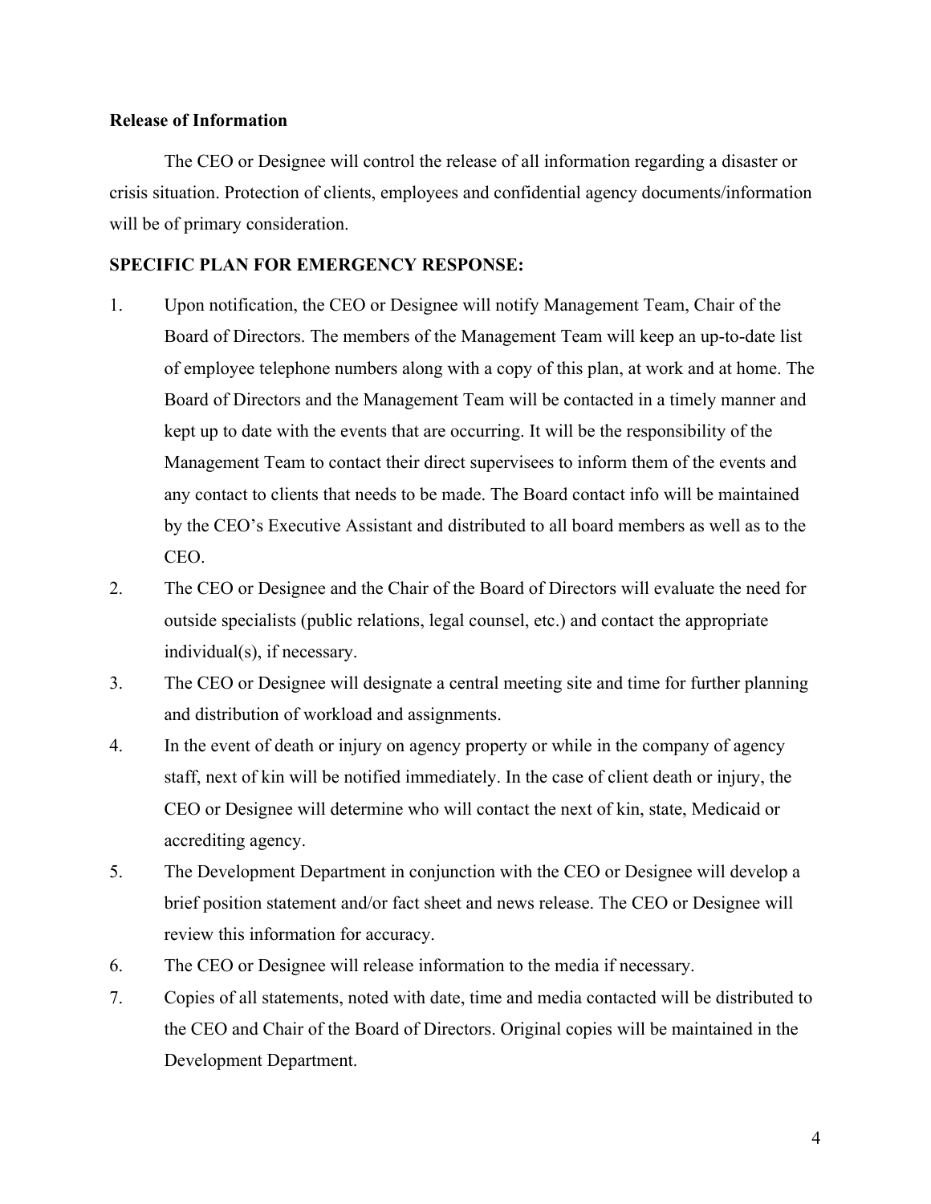**Release of Information**

The CEO or Designee will control the release of all information regarding a disaster or crisis situation. Protection of clients, employees and confidential agency documents/information will be of primary consideration.

**SPECIFIC PLAN FOR EMERGENCY RESPONSE:**

1. Upon notification, the CEO or Designee will notify Management Team, Chair of the Board of Directors. The members of the Management Team will keep an up-to-date list of employee telephone numbers along with a copy of this plan, at work and at home. The Board of Directors and the Management Team will be contacted in a timely manner and kept up to date with the events that are occurring. It will be the responsibility of the Management Team to contact their direct supervisees to inform them of the events and any contact to clients that needs to be made. The Board contact info will be maintained by the CEO's Executive Assistant and distributed to all board members as well as to the CEO.
2. The CEO or Designee and the Chair of the Board of Directors will evaluate the need for outside specialists (public relations, legal counsel, etc.) and contact the appropriate individual(s), if necessary.
3. The CEO or Designee will designate a central meeting site and time for further planning and distribution of workload and assignments.
4. In the event of death or injury on agency property or while in the company of agency staff, next of kin will be notified immediately. In the case of client death or injury, the CEO or Designee will determine who will contact the next of kin, state, Medicaid or accrediting agency.
5. The Development Department in conjunction with the CEO or Designee will develop a brief position statement and/or fact sheet and news release. The CEO or Designee will review this information for accuracy.
6. The CEO or Designee will release information to the media if necessary.
7. Copies of all statements, noted with date, time and media contacted will be distributed to the CEO and Chair of the Board of Directors. Original copies will be maintained in the Development Department.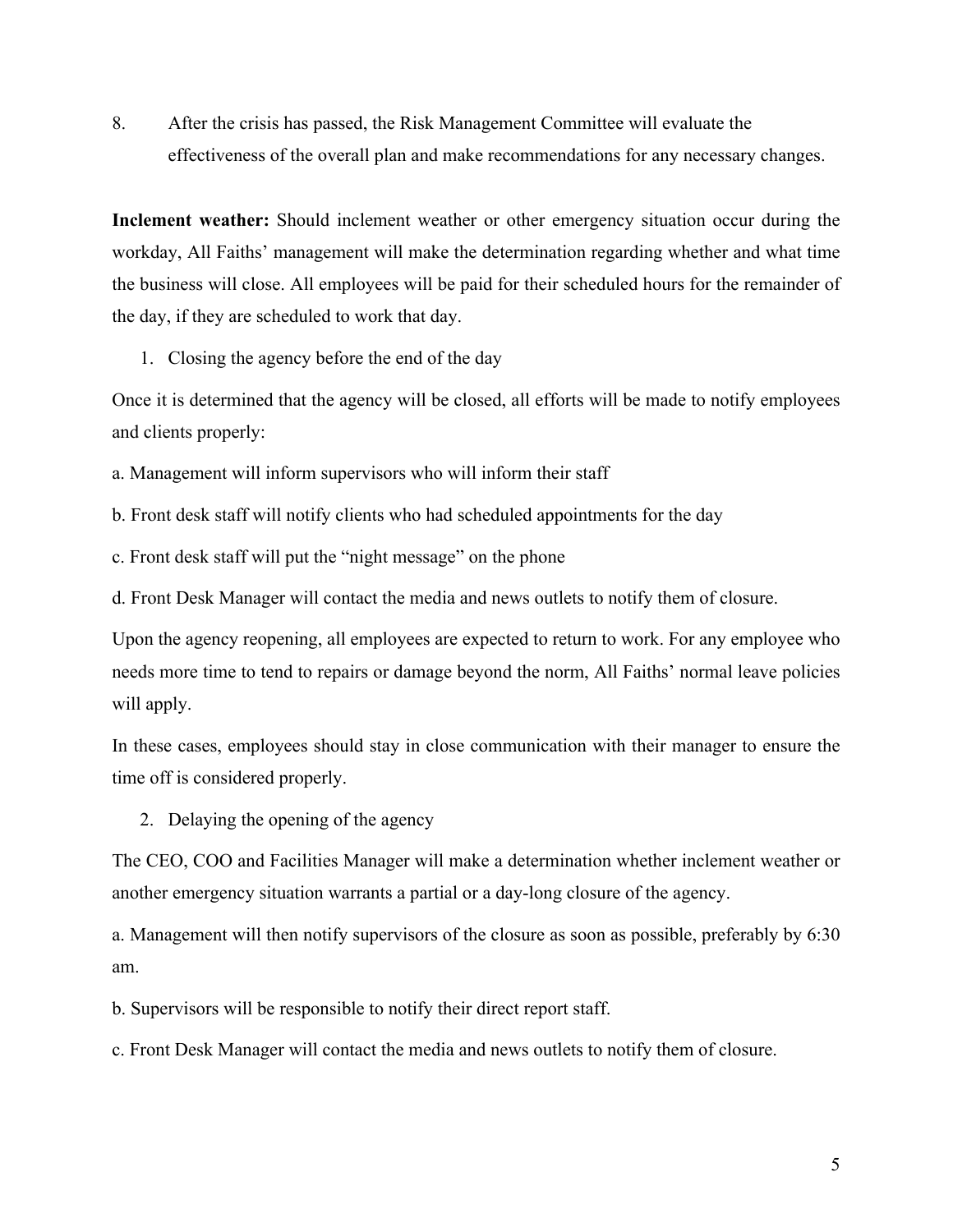8. After the crisis has passed, the Risk Management Committee will evaluate the effectiveness of the overall plan and make recommendations for any necessary changes.

**Inclement weather:** Should inclement weather or other emergency situation occur during the workday, All Faiths' management will make the determination regarding whether and what time the business will close. All employees will be paid for their scheduled hours for the remainder of the day, if they are scheduled to work that day.

1. Closing the agency before the end of the day

Once it is determined that the agency will be closed, all efforts will be made to notify employees and clients properly:

a. Management will inform supervisors who will inform their staff

b. Front desk staff will notify clients who had scheduled appointments for the day

c. Front desk staff will put the "night message" on the phone

d. Front Desk Manager will contact the media and news outlets to notify them of closure.

Upon the agency reopening, all employees are expected to return to work. For any employee who needs more time to tend to repairs or damage beyond the norm, All Faiths' normal leave policies will apply.

In these cases, employees should stay in close communication with their manager to ensure the time off is considered properly.

2. Delaying the opening of the agency

The CEO, COO and Facilities Manager will make a determination whether inclement weather or another emergency situation warrants a partial or a day-long closure of the agency.

a. Management will then notify supervisors of the closure as soon as possible, preferably by 6:30 am.

b. Supervisors will be responsible to notify their direct report staff.

c. Front Desk Manager will contact the media and news outlets to notify them of closure.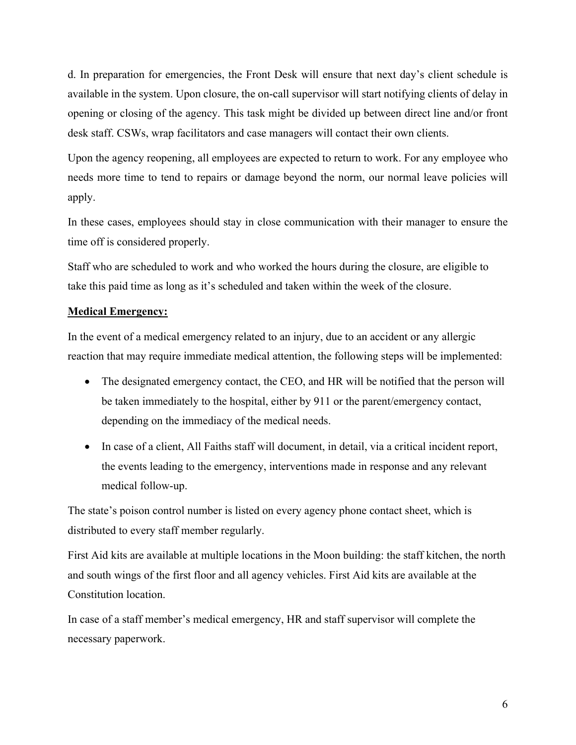d. In preparation for emergencies, the Front Desk will ensure that next day's client schedule is available in the system. Upon closure, the on-call supervisor will start notifying clients of delay in opening or closing of the agency. This task might be divided up between direct line and/or front desk staff. CSWs, wrap facilitators and case managers will contact their own clients.

Upon the agency reopening, all employees are expected to return to work. For any employee who needs more time to tend to repairs or damage beyond the norm, our normal leave policies will apply.

In these cases, employees should stay in close communication with their manager to ensure the time off is considered properly.

Staff who are scheduled to work and who worked the hours during the closure, are eligible to take this paid time as long as it's scheduled and taken within the week of the closure.

**Medical Emergency:**

In the event of a medical emergency related to an injury, due to an accident or any allergic reaction that may require immediate medical attention, the following steps will be implemented:

- The designated emergency contact, the CEO, and HR will be notified that the person will be taken immediately to the hospital, either by 911 or the parent/emergency contact, depending on the immediacy of the medical needs.
- In case of a client, All Faiths staff will document, in detail, via a critical incident report, the events leading to the emergency, interventions made in response and any relevant medical follow-up.

The state's poison control number is listed on every agency phone contact sheet, which is distributed to every staff member regularly.

First Aid kits are available at multiple locations in the Moon building: the staff kitchen, the north and south wings of the first floor and all agency vehicles. First Aid kits are available at the Constitution location.

In case of a staff member's medical emergency, HR and staff supervisor will complete the necessary paperwork.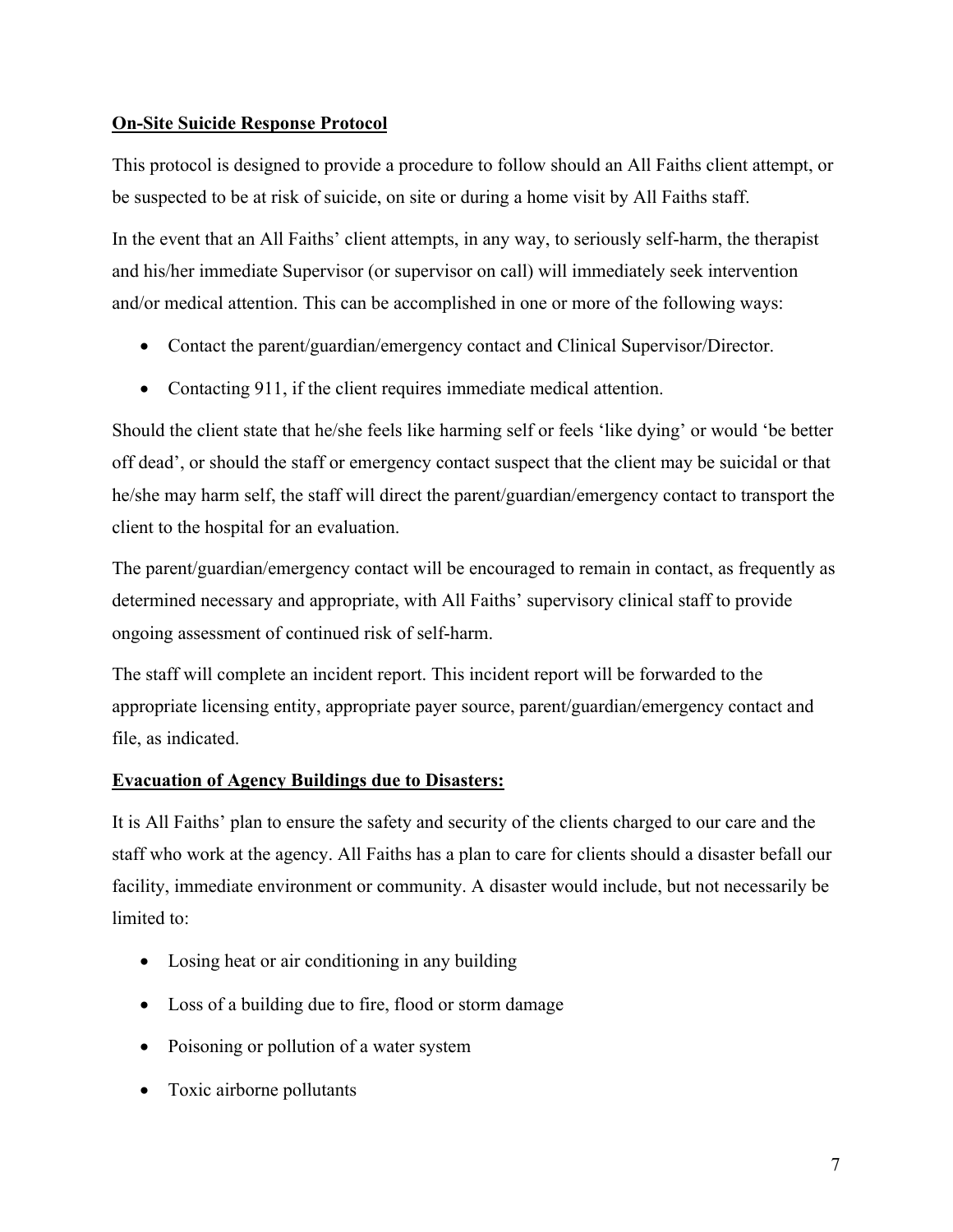**On-Site Suicide Response Protocol**

This protocol is designed to provide a procedure to follow should an All Faiths client attempt, or be suspected to be at risk of suicide, on site or during a home visit by All Faiths staff.

In the event that an All Faiths' client attempts, in any way, to seriously self-harm, the therapist and his/her immediate Supervisor (or supervisor on call) will immediately seek intervention and/or medical attention. This can be accomplished in one or more of the following ways:

- Contact the parent/guardian/emergency contact and Clinical Supervisor/Director.
- Contacting 911, if the client requires immediate medical attention.

Should the client state that he/she feels like harming self or feels 'like dying' or would 'be better off dead', or should the staff or emergency contact suspect that the client may be suicidal or that he/she may harm self, the staff will direct the parent/guardian/emergency contact to transport the client to the hospital for an evaluation.

The parent/guardian/emergency contact will be encouraged to remain in contact, as frequently as determined necessary and appropriate, with All Faiths' supervisory clinical staff to provide ongoing assessment of continued risk of self-harm.

The staff will complete an incident report. This incident report will be forwarded to the appropriate licensing entity, appropriate payer source, parent/guardian/emergency contact and file, as indicated.

**Evacuation of Agency Buildings due to Disasters:**

It is All Faiths' plan to ensure the safety and security of the clients charged to our care and the staff who work at the agency. All Faiths has a plan to care for clients should a disaster befall our facility, immediate environment or community. A disaster would include, but not necessarily be limited to:

- Losing heat or air conditioning in any building
- Loss of a building due to fire, flood or storm damage
- Poisoning or pollution of a water system
- Toxic airborne pollutants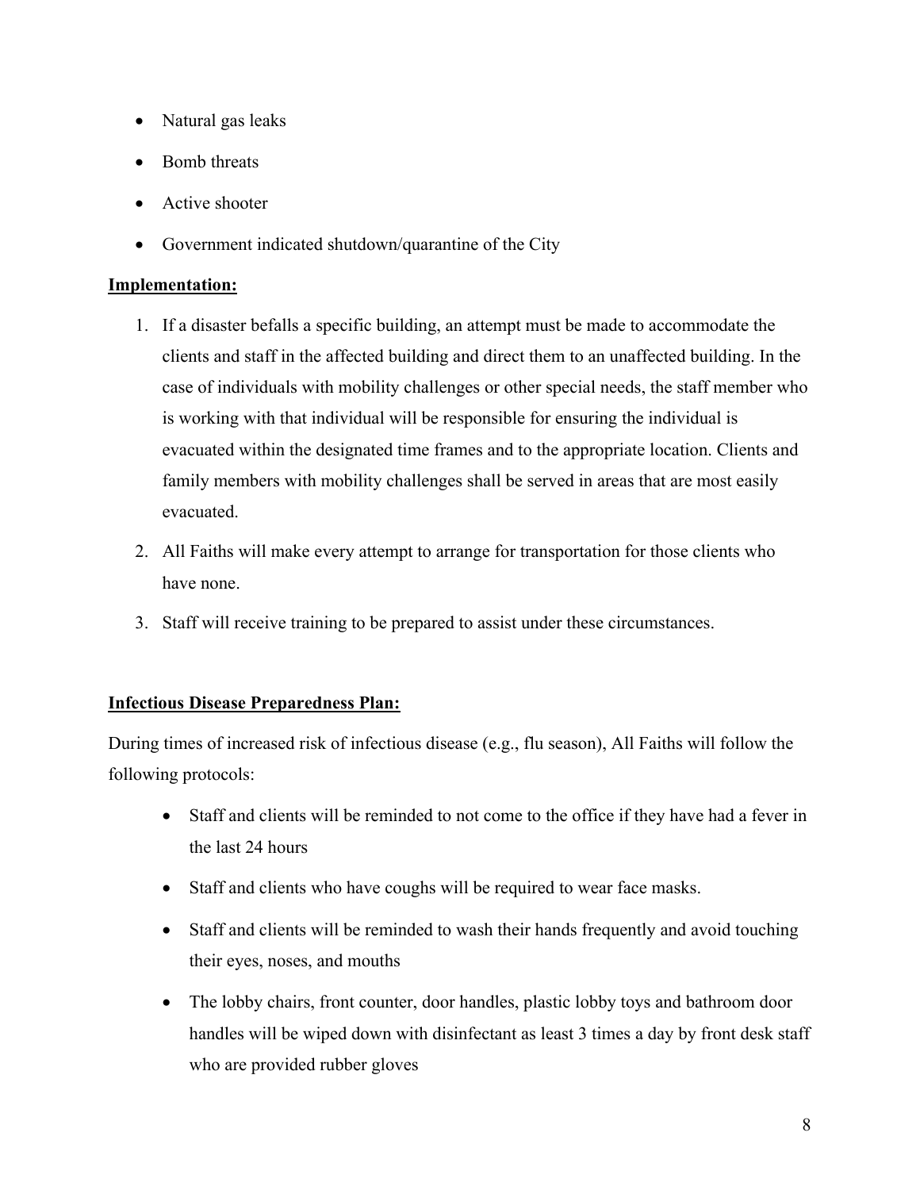- Natural gas leaks
- Bomb threats
- Active shooter
- Government indicated shutdown/quarantine of the City

**Implementation:**

1. If a disaster befalls a specific building, an attempt must be made to accommodate the clients and staff in the affected building and direct them to an unaffected building. In the case of individuals with mobility challenges or other special needs, the staff member who is working with that individual will be responsible for ensuring the individual is evacuated within the designated time frames and to the appropriate location. Clients and family members with mobility challenges shall be served in areas that are most easily evacuated.
2. All Faiths will make every attempt to arrange for transportation for those clients who have none.
3. Staff will receive training to be prepared to assist under these circumstances.

**Infectious Disease Preparedness Plan:**

During times of increased risk of infectious disease (e.g., flu season), All Faiths will follow the following protocols:

- Staff and clients will be reminded to not come to the office if they have had a fever in the last 24 hours
- Staff and clients who have coughs will be required to wear face masks.
- Staff and clients will be reminded to wash their hands frequently and avoid touching their eyes, noses, and mouths
- The lobby chairs, front counter, door handles, plastic lobby toys and bathroom door handles will be wiped down with disinfectant as least 3 times a day by front desk staff who are provided rubber gloves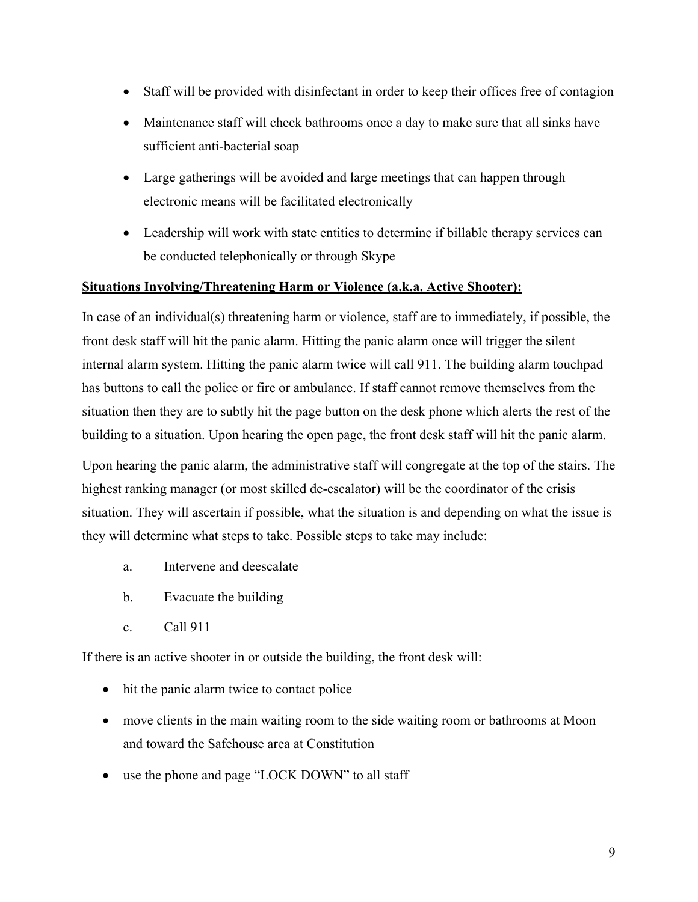- Staff will be provided with disinfectant in order to keep their offices free of contagion
- Maintenance staff will check bathrooms once a day to make sure that all sinks have sufficient anti-bacterial soap
- Large gatherings will be avoided and large meetings that can happen through electronic means will be facilitated electronically
- Leadership will work with state entities to determine if billable therapy services can be conducted telephonically or through Skype

**Situations Involving/Threatening Harm or Violence (a.k.a. Active Shooter):**

In case of an individual(s) threatening harm or violence, staff are to immediately, if possible, the front desk staff will hit the panic alarm. Hitting the panic alarm once will trigger the silent internal alarm system. Hitting the panic alarm twice will call 911. The building alarm touchpad has buttons to call the police or fire or ambulance. If staff cannot remove themselves from the situation then they are to subtly hit the page button on the desk phone which alerts the rest of the building to a situation. Upon hearing the open page, the front desk staff will hit the panic alarm.

Upon hearing the panic alarm, the administrative staff will congregate at the top of the stairs. The highest ranking manager (or most skilled de-escalator) will be the coordinator of the crisis situation. They will ascertain if possible, what the situation is and depending on what the issue is they will determine what steps to take. Possible steps to take may include:

a. Intervene and deescalate

b. Evacuate the building

c. Call 911

If there is an active shooter in or outside the building, the front desk will:

- hit the panic alarm twice to contact police
- move clients in the main waiting room to the side waiting room or bathrooms at Moon and toward the Safehouse area at Constitution
- use the phone and page "LOCK DOWN" to all staff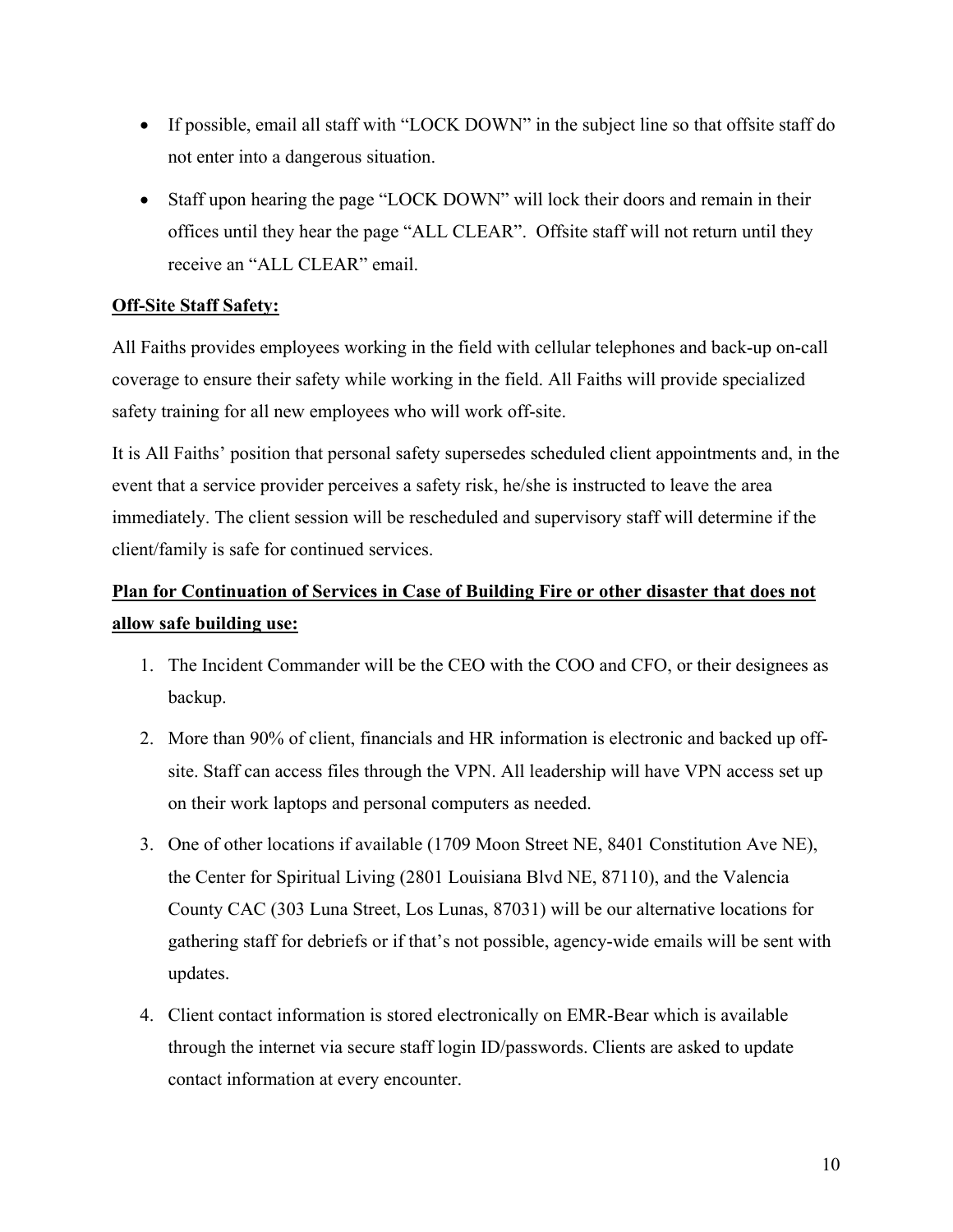- If possible, email all staff with "LOCK DOWN" in the subject line so that offsite staff do not enter into a dangerous situation.
- Staff upon hearing the page "LOCK DOWN" will lock their doors and remain in their offices until they hear the page "ALL CLEAR". Offsite staff will not return until they receive an "ALL CLEAR" email.

**Off-Site Staff Safety:**

All Faiths provides employees working in the field with cellular telephones and back-up on-call coverage to ensure their safety while working in the field. All Faiths will provide specialized safety training for all new employees who will work off-site.

It is All Faiths' position that personal safety supersedes scheduled client appointments and, in the event that a service provider perceives a safety risk, he/she is instructed to leave the area immediately. The client session will be rescheduled and supervisory staff will determine if the client/family is safe for continued services.

**Plan for Continuation of Services in Case of Building Fire or other disaster that does not allow safe building use:**

1. The Incident Commander will be the CEO with the COO and CFO, or their designees as backup.
2. More than 90% of client, financials and HR information is electronic and backed up off-site. Staff can access files through the VPN. All leadership will have VPN access set up on their work laptops and personal computers as needed.
3. One of other locations if available (1709 Moon Street NE, 8401 Constitution Ave NE), the Center for Spiritual Living (2801 Louisiana Blvd NE, 87110), and the Valencia County CAC (303 Luna Street, Los Lunas, 87031) will be our alternative locations for gathering staff for debriefs or if that's not possible, agency-wide emails will be sent with updates.
4. Client contact information is stored electronically on EMR-Bear which is available through the internet via secure staff login ID/passwords. Clients are asked to update contact information at every encounter.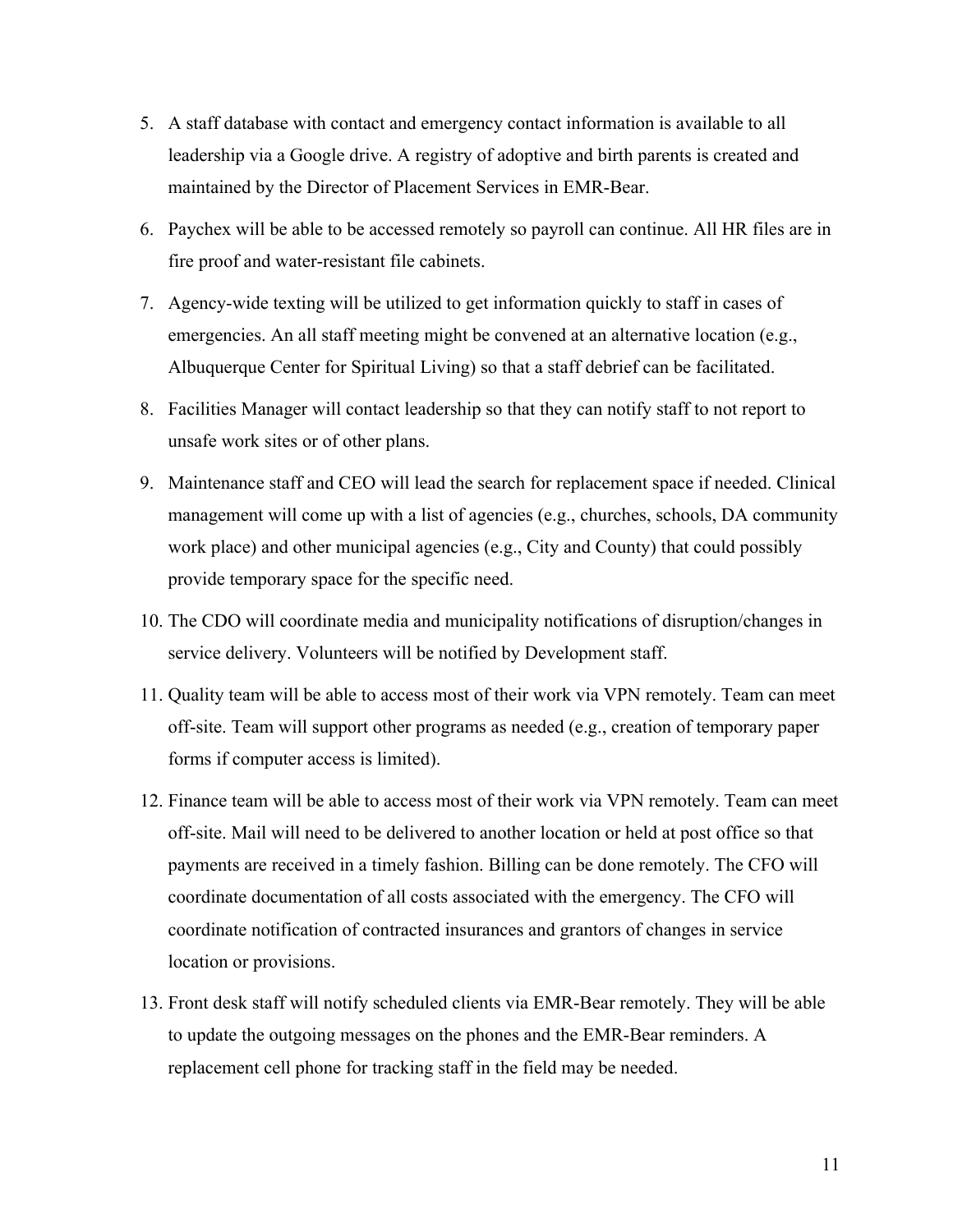5. A staff database with contact and emergency contact information is available to all leadership via a Google drive. A registry of adoptive and birth parents is created and maintained by the Director of Placement Services in EMR-Bear.
6. Paychex will be able to be accessed remotely so payroll can continue. All HR files are in fire proof and water-resistant file cabinets.
7. Agency-wide texting will be utilized to get information quickly to staff in cases of emergencies. An all staff meeting might be convened at an alternative location (e.g., Albuquerque Center for Spiritual Living) so that a staff debrief can be facilitated.
8. Facilities Manager will contact leadership so that they can notify staff to not report to unsafe work sites or of other plans.
9. Maintenance staff and CEO will lead the search for replacement space if needed. Clinical management will come up with a list of agencies (e.g., churches, schools, DA community work place) and other municipal agencies (e.g., City and County) that could possibly provide temporary space for the specific need.
10. The CDO will coordinate media and municipality notifications of disruption/changes in service delivery. Volunteers will be notified by Development staff.
11. Quality team will be able to access most of their work via VPN remotely. Team can meet off-site. Team will support other programs as needed (e.g., creation of temporary paper forms if computer access is limited).
12. Finance team will be able to access most of their work via VPN remotely. Team can meet off-site. Mail will need to be delivered to another location or held at post office so that payments are received in a timely fashion. Billing can be done remotely. The CFO will coordinate documentation of all costs associated with the emergency. The CFO will coordinate notification of contracted insurances and grantors of changes in service location or provisions.
13. Front desk staff will notify scheduled clients via EMR-Bear remotely. They will be able to update the outgoing messages on the phones and the EMR-Bear reminders. A replacement cell phone for tracking staff in the field may be needed.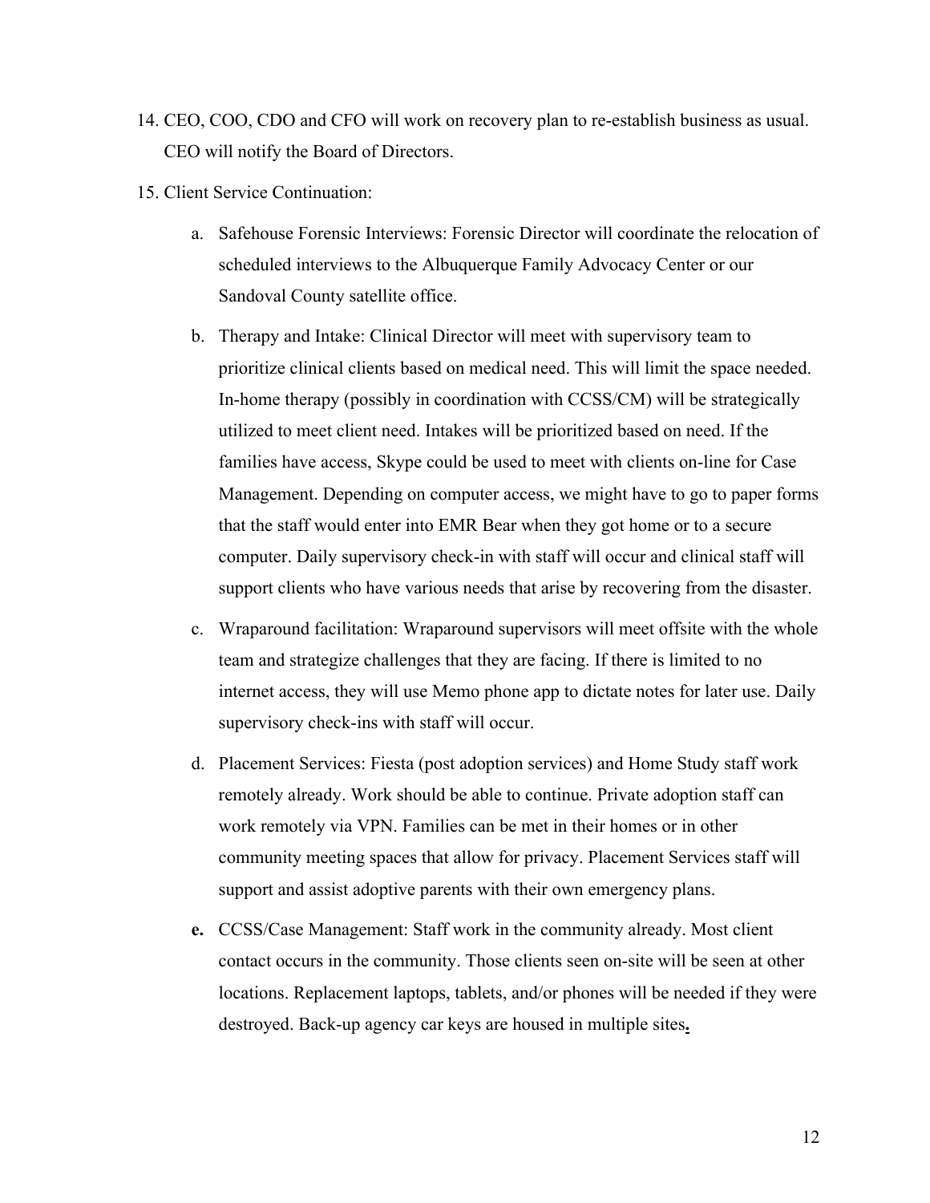14. CEO, COO, CDO and CFO will work on recovery plan to re-establish business as usual. CEO will notify the Board of Directors.

15. Client Service Continuation:

    a. Safehouse Forensic Interviews: Forensic Director will coordinate the relocation of scheduled interviews to the Albuquerque Family Advocacy Center or our Sandoval County satellite office.

    b. Therapy and Intake: Clinical Director will meet with supervisory team to prioritize clinical clients based on medical need. This will limit the space needed. In-home therapy (possibly in coordination with CCSS/CM) will be strategically utilized to meet client need. Intakes will be prioritized based on need. If the families have access, Skype could be used to meet with clients on-line for Case Management. Depending on computer access, we might have to go to paper forms that the staff would enter into EMR Bear when they got home or to a secure computer. Daily supervisory check-in with staff will occur and clinical staff will support clients who have various needs that arise by recovering from the disaster.

    c. Wraparound facilitation: Wraparound supervisors will meet offsite with the whole team and strategize challenges that they are facing. If there is limited to no internet access, they will use Memo phone app to dictate notes for later use. Daily supervisory check-ins with staff will occur.

    d. Placement Services: Fiesta (post adoption services) and Home Study staff work remotely already. Work should be able to continue. Private adoption staff can work remotely via VPN. Families can be met in their homes or in other community meeting spaces that allow for privacy. Placement Services staff will support and assist adoptive parents with their own emergency plans.

    **e.** CCSS/Case Management: Staff work in the community already. Most client contact occurs in the community. Those clients seen on-site will be seen at other locations. Replacement laptops, tablets, and/or phones will be needed if they were destroyed. Back-up agency car keys are housed in multiple sites**.**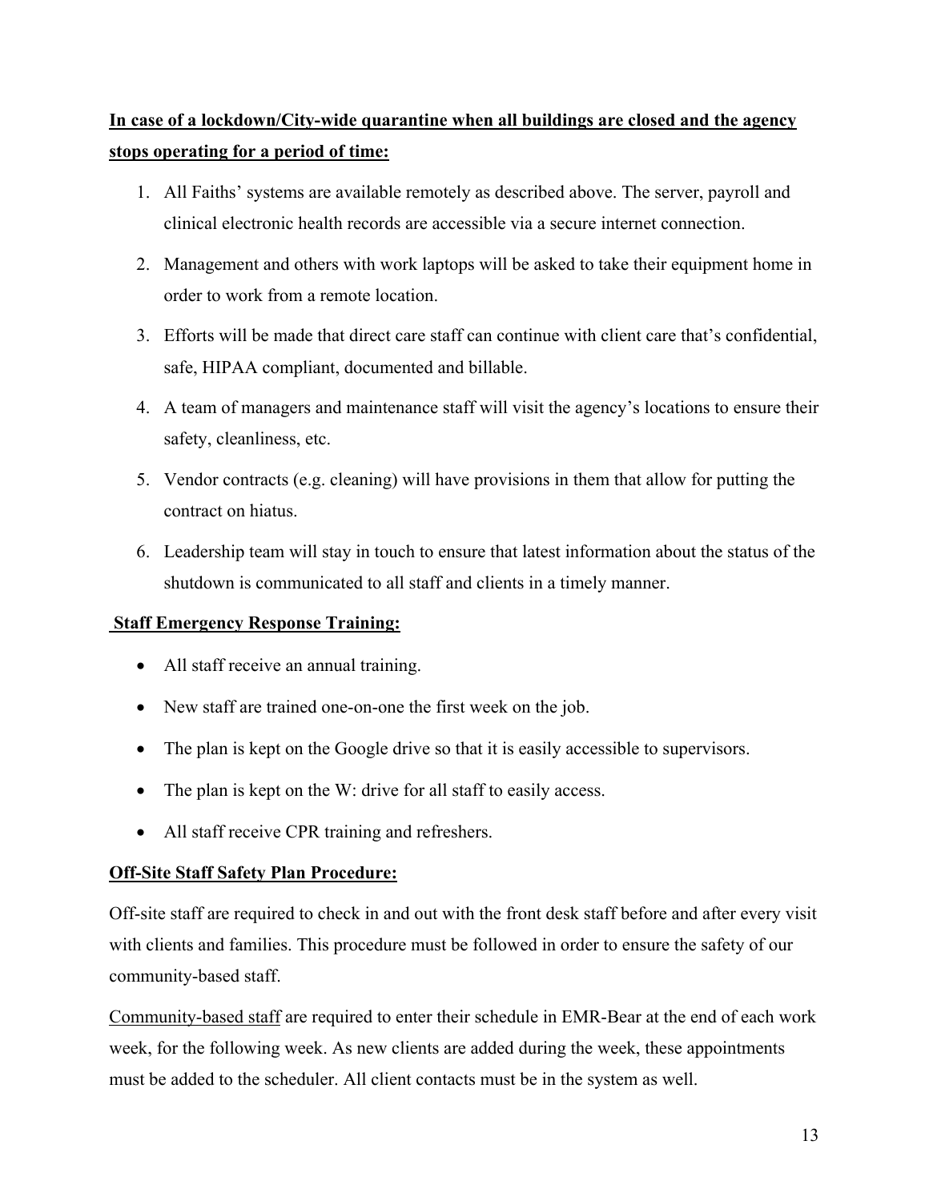**<u>In case of a lockdown/City-wide quarantine when all buildings are closed and the agency stops operating for a period of time:</u>**

1. All Faiths' systems are available remotely as described above. The server, payroll and clinical electronic health records are accessible via a secure internet connection.
2. Management and others with work laptops will be asked to take their equipment home in order to work from a remote location.
3. Efforts will be made that direct care staff can continue with client care that's confidential, safe, HIPAA compliant, documented and billable.
4. A team of managers and maintenance staff will visit the agency's locations to ensure their safety, cleanliness, etc.
5. Vendor contracts (e.g. cleaning) will have provisions in them that allow for putting the contract on hiatus.
6. Leadership team will stay in touch to ensure that latest information about the status of the shutdown is communicated to all staff and clients in a timely manner.

**<u>Staff Emergency Response Training:</u>**

- All staff receive an annual training.
- New staff are trained one-on-one the first week on the job.
- The plan is kept on the Google drive so that it is easily accessible to supervisors.
- The plan is kept on the W: drive for all staff to easily access.
- All staff receive CPR training and refreshers.

**<u>Off-Site Staff Safety Plan Procedure:</u>**

Off-site staff are required to check in and out with the front desk staff before and after every visit with clients and families. This procedure must be followed in order to ensure the safety of our community-based staff.

<u>Community-based staff</u> are required to enter their schedule in EMR-Bear at the end of each work week, for the following week. As new clients are added during the week, these appointments must be added to the scheduler. All client contacts must be in the system as well.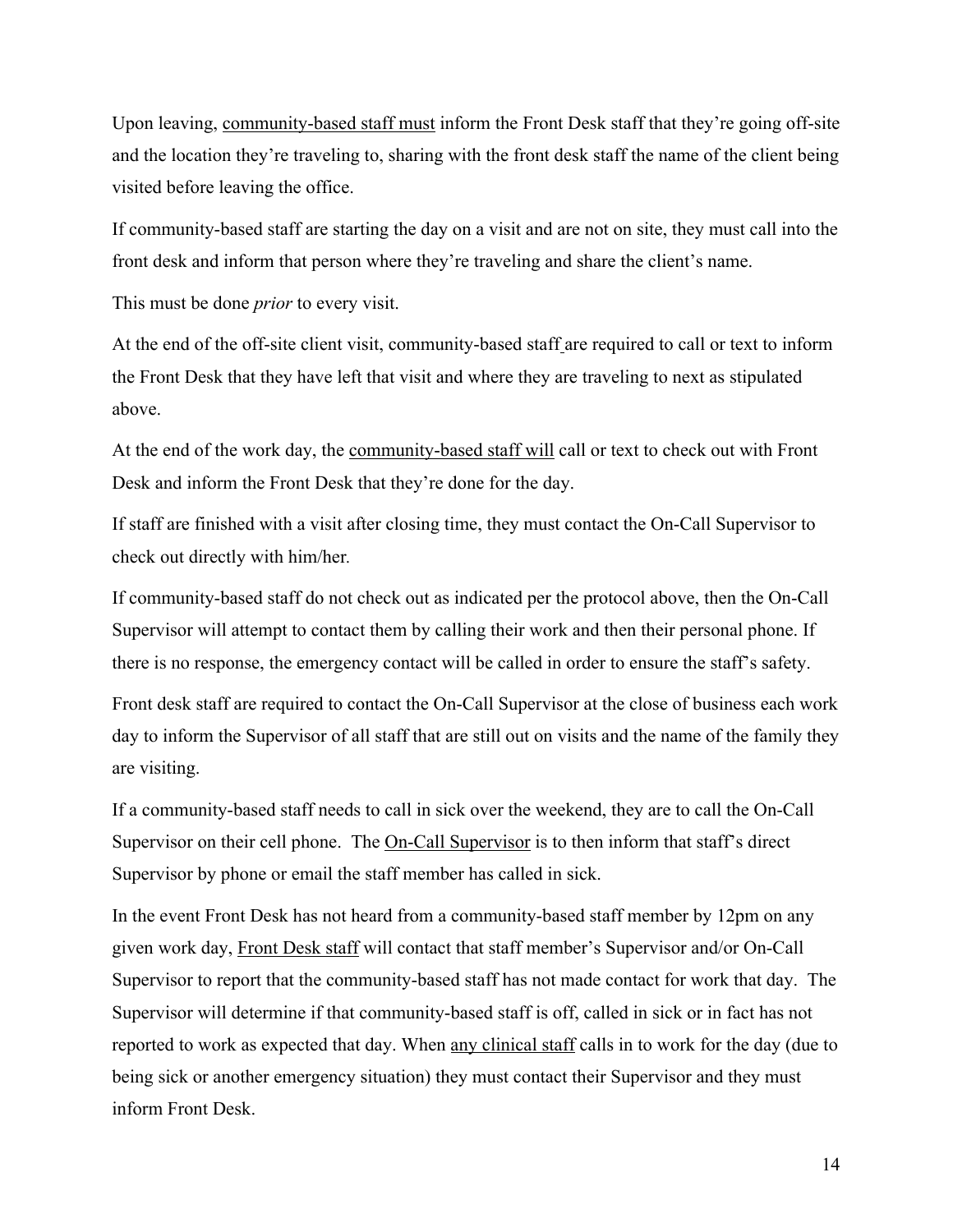Upon leaving, <u>community-based staff must</u> inform the Front Desk staff that they're going off-site and the location they're traveling to, sharing with the front desk staff the name of the client being visited before leaving the office.

If community-based staff are starting the day on a visit and are not on site, they must call into the front desk and inform that person where they're traveling and share the client's name.

This must be done *prior* to every visit.

At the end of the off-site client visit, community-based staff are required to call or text to inform the Front Desk that they have left that visit and where they are traveling to next as stipulated above.

At the end of the work day, the <u>community-based staff will</u> call or text to check out with Front Desk and inform the Front Desk that they're done for the day.

If staff are finished with a visit after closing time, they must contact the On-Call Supervisor to check out directly with him/her.

If community-based staff do not check out as indicated per the protocol above, then the On-Call Supervisor will attempt to contact them by calling their work and then their personal phone. If there is no response, the emergency contact will be called in order to ensure the staff's safety.

Front desk staff are required to contact the On-Call Supervisor at the close of business each work day to inform the Supervisor of all staff that are still out on visits and the name of the family they are visiting.

If a community-based staff needs to call in sick over the weekend, they are to call the On-Call Supervisor on their cell phone. The <u>On-Call Supervisor</u> is to then inform that staff's direct Supervisor by phone or email the staff member has called in sick.

In the event Front Desk has not heard from a community-based staff member by 12pm on any given work day, <u>Front Desk staff</u> will contact that staff member's Supervisor and/or On-Call Supervisor to report that the community-based staff has not made contact for work that day. The Supervisor will determine if that community-based staff is off, called in sick or in fact has not reported to work as expected that day. When <u>any clinical staff</u> calls in to work for the day (due to being sick or another emergency situation) they must contact their Supervisor and they must inform Front Desk.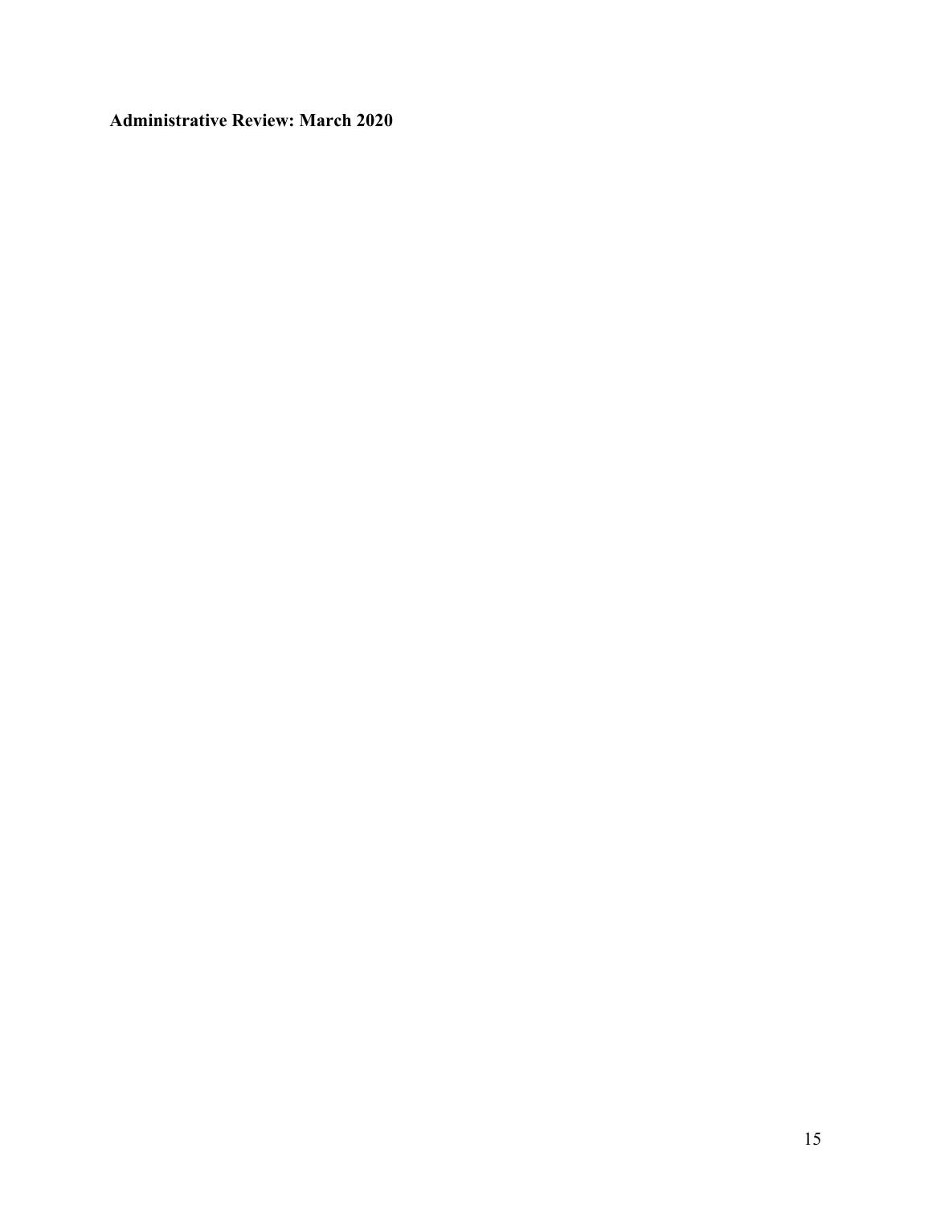**Administrative Review: March 2020**